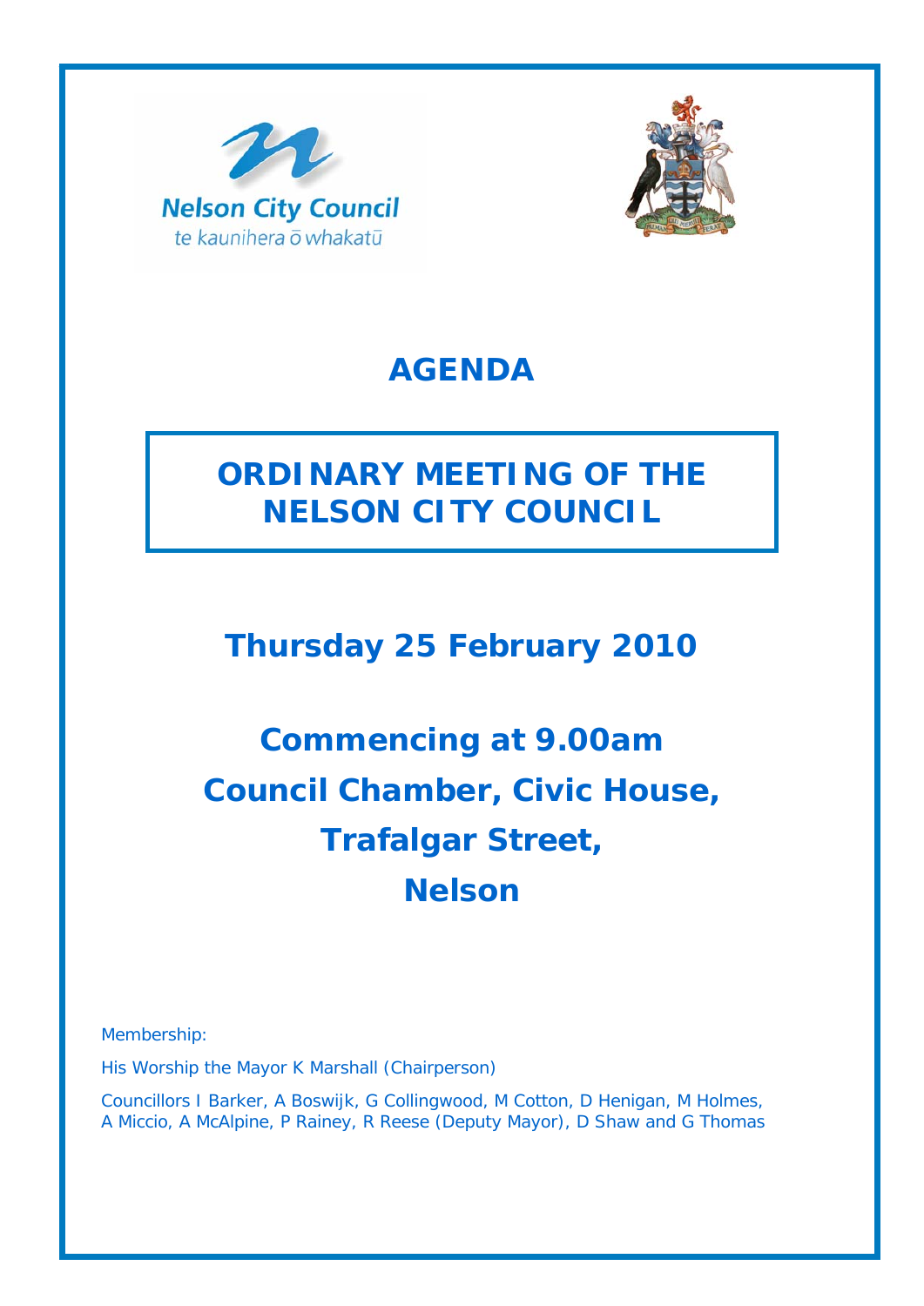Nelson City Council

te kaunihera ō whakatū

# AGENDA

## ORDINARY MEETING OF THE NELSON CITY COUNCIL

## Thursday 25 February 2010

## Commencing at 9.00am
## Council Chamber, Civic House,
## Trafalgar Street,
## Nelson

Membership:

His Worship the Mayor K Marshall (Chairperson)

Councillors I Barker, A Boswijk, G Collingwood, M Cotton, D Henigan, M Holmes, A Miccio, A McAlpine, P Rainey, R Reese (Deputy Mayor), D Shaw and G Thomas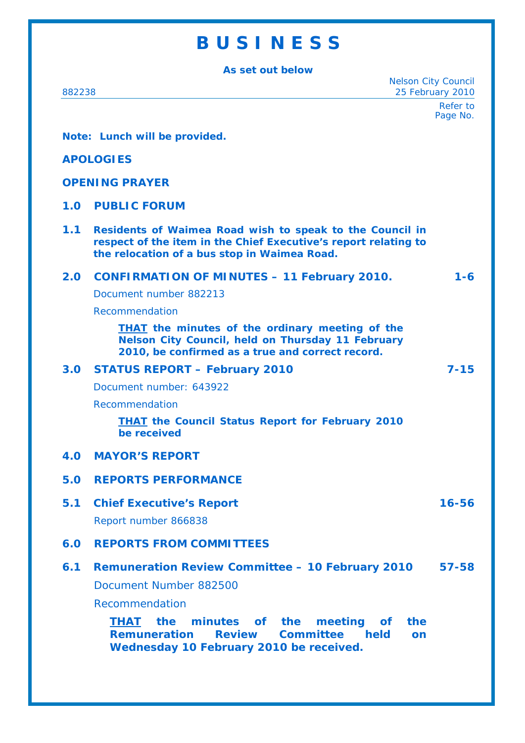# B U S I N E S S

**As set out below**

882238

Nelson City Council
25 February 2010

Refer to Page No.

**Note: Lunch will be provided.**

**APOLOGIES**

**OPENING PRAYER**

**1.0 PUBLIC FORUM**

**1.1 Residents of Waimea Road wish to speak to the Council in respect of the item in the Chief Executive's report relating to the relocation of a bus stop in Waimea Road.**

**2.0 CONFIRMATION OF MINUTES – 11 February 2010.** **1-6**

Document number 882213

Recommendation

> **THAT the minutes of the ordinary meeting of the Nelson City Council, held on Thursday 11 February 2010, be confirmed as a true and correct record.**

**3.0 STATUS REPORT – February 2010** **7-15**

Document number: 643922

Recommendation

> **THAT the Council Status Report for February 2010 be received**

**4.0 MAYOR'S REPORT**

**5.0 REPORTS PERFORMANCE**

**5.1 Chief Executive's Report** **16-56**

Report number 866838

**6.0 REPORTS FROM COMMITTEES**

**6.1 Remuneration Review Committee – 10 February 2010** **57-58**

Document Number 882500

Recommendation

> **THAT the minutes of the meeting of the Remuneration Review Committee held on Wednesday 10 February 2010 be received.**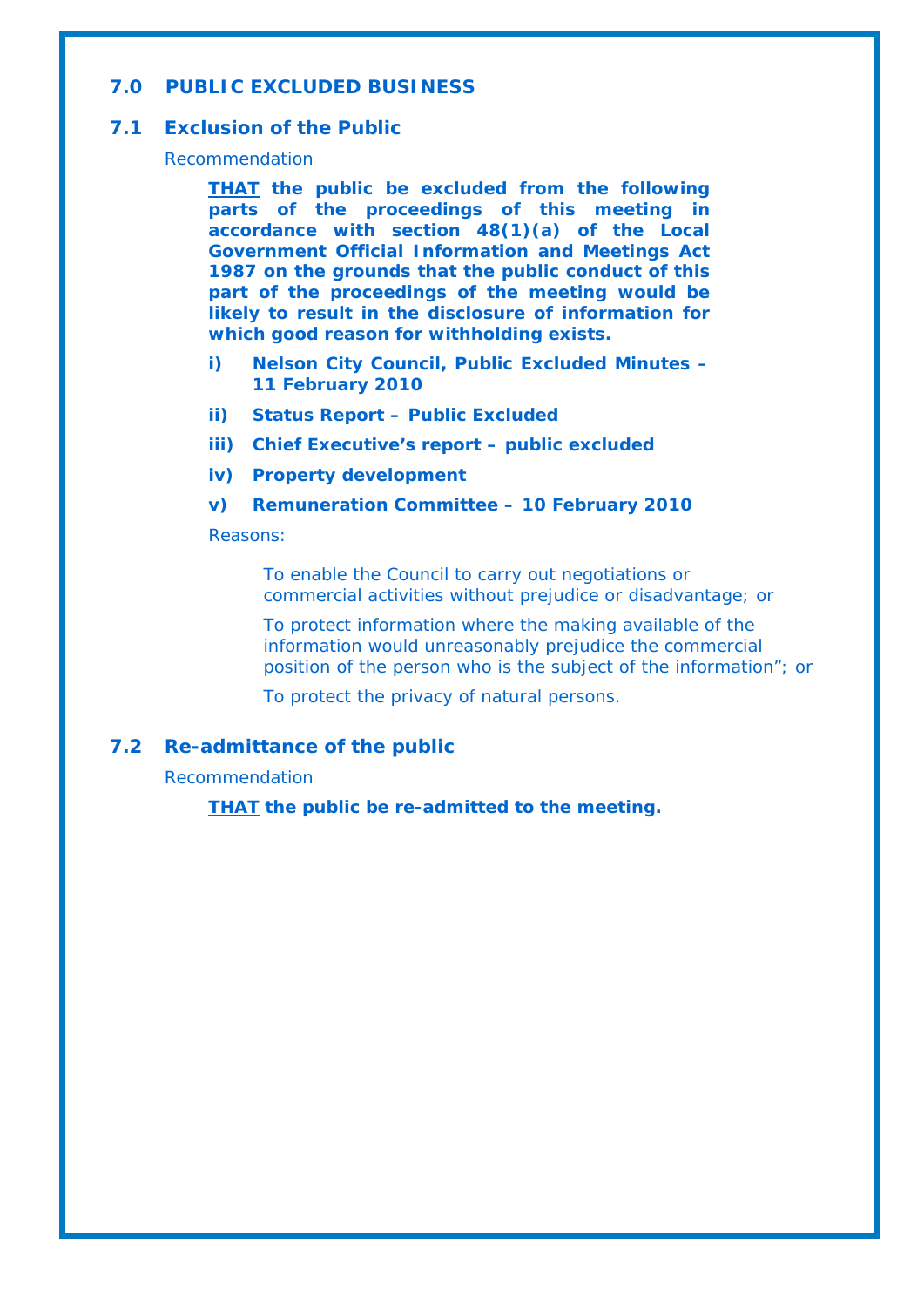## 7.0 PUBLIC EXCLUDED BUSINESS

### 7.1 Exclusion of the Public

Recommendation

**<u>THAT</u> the public be excluded from the following parts of the proceedings of this meeting in accordance with section 48(1)(a) of the Local Government Official Information and Meetings Act 1987 on the grounds that the public conduct of this part of the proceedings of the meeting would be likely to result in the disclosure of information for which good reason for withholding exists.**

**i) Nelson City Council, Public Excluded Minutes – 11 February 2010**

**ii) Status Report – Public Excluded**

**iii) Chief Executive's report – public excluded**

**iv) Property development**

**v) Remuneration Committee – 10 February 2010**

Reasons:

To enable the Council to carry out negotiations or commercial activities without prejudice or disadvantage; or

To protect information where the making available of the information would unreasonably prejudice the commercial position of the person who is the subject of the information"; or

To protect the privacy of natural persons.

### 7.2 Re-admittance of the public

Recommendation

**<u>THAT</u> the public be re-admitted to the meeting.**